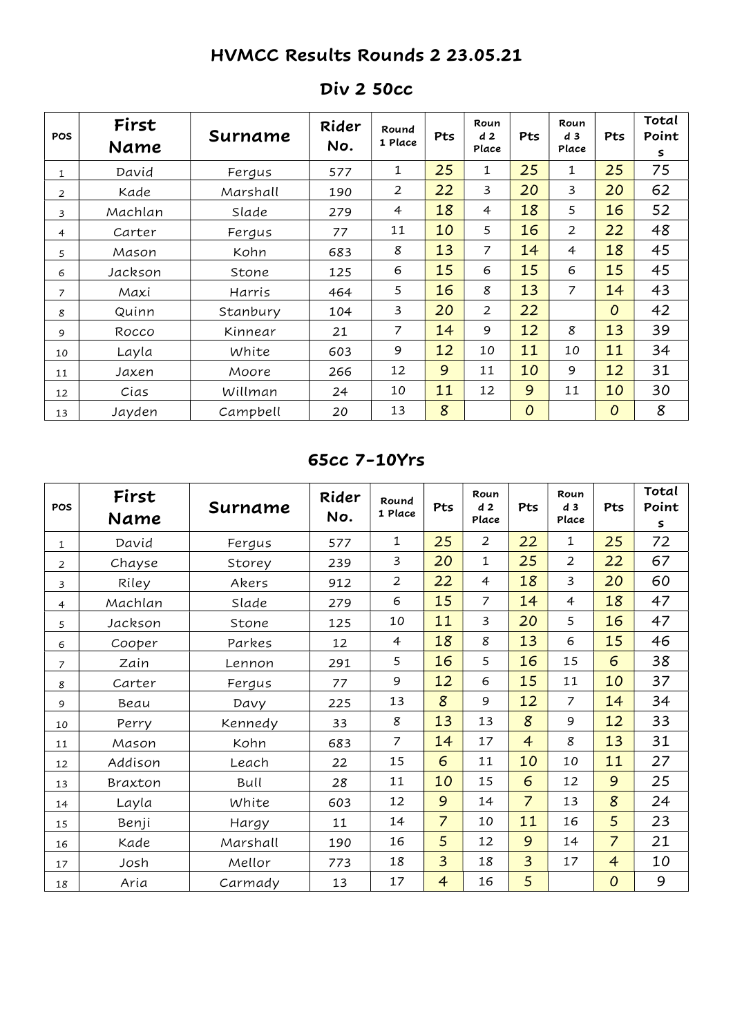# HVMCC Results Rounds 2 23.05.21

## Div 2 50cc

| POS | First Name | Surname | Rider No. | Round 1 Place | Pts | Round 2 Place | Pts | Round 3 Place | Pts | Total Points |
|---|---|---|---|---|---|---|---|---|---|---|
| 1 | David | Fergus | 577 | 1 | 25 | 1 | 25 | 1 | 25 | 75 |
| 2 | Kade | Marshall | 190 | 2 | 22 | 3 | 20 | 3 | 20 | 62 |
| 3 | Machlan | Slade | 279 | 4 | 18 | 4 | 18 | 5 | 16 | 52 |
| 4 | Carter | Fergus | 77 | 11 | 10 | 5 | 16 | 2 | 22 | 48 |
| 5 | Mason | Kohn | 683 | 8 | 13 | 7 | 14 | 4 | 18 | 45 |
| 6 | Jackson | Stone | 125 | 6 | 15 | 6 | 15 | 6 | 15 | 45 |
| 7 | Maxi | Harris | 464 | 5 | 16 | 8 | 13 | 7 | 14 | 43 |
| 8 | Quinn | Stanbury | 104 | 3 | 20 | 2 | 22 | | 0 | 42 |
| 9 | Rocco | Kinnear | 21 | 7 | 14 | 9 | 12 | 8 | 13 | 39 |
| 10 | Layla | White | 603 | 9 | 12 | 10 | 11 | 10 | 11 | 34 |
| 11 | Jaxen | Moore | 266 | 12 | 9 | 11 | 10 | 9 | 12 | 31 |
| 12 | Cias | Willman | 24 | 10 | 11 | 12 | 9 | 11 | 10 | 30 |
| 13 | Jayden | Campbell | 20 | 13 | 8 | | 0 | | 0 | 8 |

## 65cc 7-10Yrs

| POS | First Name | Surname | Rider No. | Round 1 Place | Pts | Round 2 Place | Pts | Round 3 Place | Pts | Total Points |
|---|---|---|---|---|---|---|---|---|---|---|
| 1 | David | Fergus | 577 | 1 | 25 | 2 | 22 | 1 | 25 | 72 |
| 2 | Chayse | Storey | 239 | 3 | 20 | 1 | 25 | 2 | 22 | 67 |
| 3 | Riley | Akers | 912 | 2 | 22 | 4 | 18 | 3 | 20 | 60 |
| 4 | Machlan | Slade | 279 | 6 | 15 | 7 | 14 | 4 | 18 | 47 |
| 5 | Jackson | Stone | 125 | 10 | 11 | 3 | 20 | 5 | 16 | 47 |
| 6 | Cooper | Parkes | 12 | 4 | 18 | 8 | 13 | 6 | 15 | 46 |
| 7 | Zain | Lennon | 291 | 5 | 16 | 5 | 16 | 15 | 6 | 38 |
| 8 | Carter | Fergus | 77 | 9 | 12 | 6 | 15 | 11 | 10 | 37 |
| 9 | Beau | Davy | 225 | 13 | 8 | 9 | 12 | 7 | 14 | 34 |
| 10 | Perry | Kennedy | 33 | 8 | 13 | 13 | 8 | 9 | 12 | 33 |
| 11 | Mason | Kohn | 683 | 7 | 14 | 17 | 4 | 8 | 13 | 31 |
| 12 | Addison | Leach | 22 | 15 | 6 | 11 | 10 | 10 | 11 | 27 |
| 13 | Braxton | Bull | 28 | 11 | 10 | 15 | 6 | 12 | 9 | 25 |
| 14 | Layla | White | 603 | 12 | 9 | 14 | 7 | 13 | 8 | 24 |
| 15 | Benji | Hargy | 11 | 14 | 7 | 10 | 11 | 16 | 5 | 23 |
| 16 | Kade | Marshall | 190 | 16 | 5 | 12 | 9 | 14 | 7 | 21 |
| 17 | Josh | Mellor | 773 | 18 | 3 | 18 | 3 | 17 | 4 | 10 |
| 18 | Aria | Carmady | 13 | 17 | 4 | 16 | 5 | | 0 | 9 |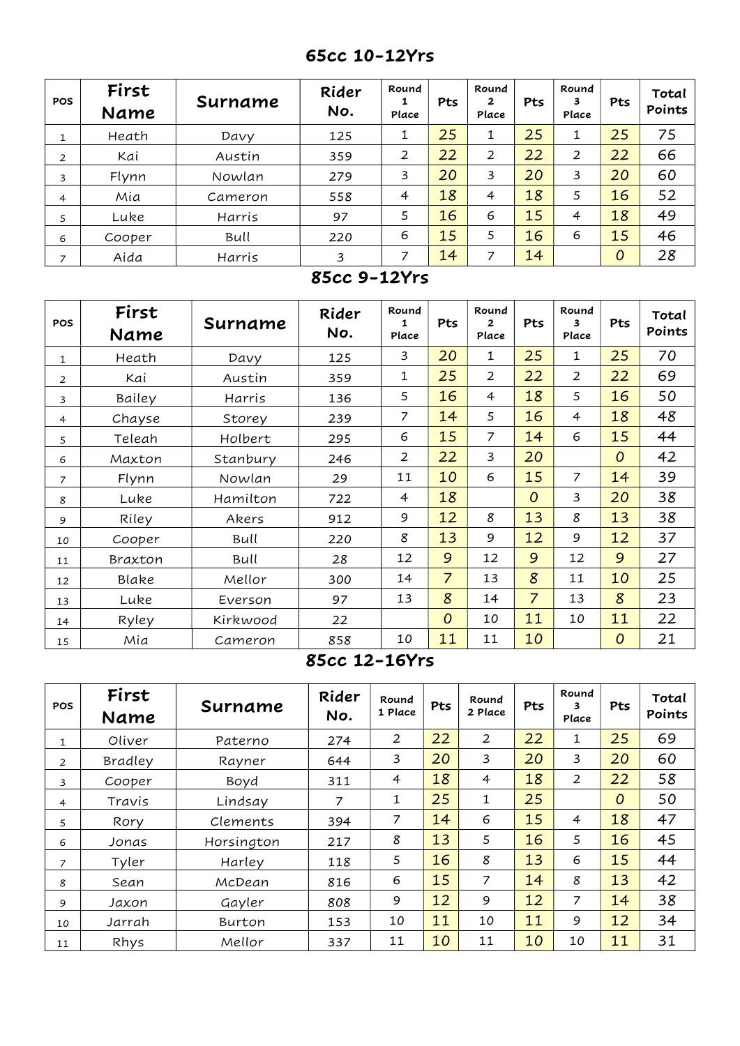## 65cc 10-12Yrs

| POS | First Name | Surname | Rider No. | Round 1 Place | Pts | Round 2 Place | Pts | Round 3 Place | Pts | Total Points |
|---|---|---|---|---|---|---|---|---|---|---|
| 1 | Heath | Davy | 125 | 1 | 25 | 1 | 25 | 1 | 25 | 75 |
| 2 | Kai | Austin | 359 | 2 | 22 | 2 | 22 | 2 | 22 | 66 |
| 3 | Flynn | Nowlan | 279 | 3 | 20 | 3 | 20 | 3 | 20 | 60 |
| 4 | Mia | Cameron | 558 | 4 | 18 | 4 | 18 | 5 | 16 | 52 |
| 5 | Luke | Harris | 97 | 5 | 16 | 6 | 15 | 4 | 18 | 49 |
| 6 | Cooper | Bull | 220 | 6 | 15 | 5 | 16 | 6 | 15 | 46 |
| 7 | Aida | Harris | 3 | 7 | 14 | 7 | 14 | | 0 | 28 |

## 85cc 9-12Yrs

| POS | First Name | Surname | Rider No. | Round 1 Place | Pts | Round 2 Place | Pts | Round 3 Place | Pts | Total Points |
|---|---|---|---|---|---|---|---|---|---|---|
| 1 | Heath | Davy | 125 | 3 | 20 | 1 | 25 | 1 | 25 | 70 |
| 2 | Kai | Austin | 359 | 1 | 25 | 2 | 22 | 2 | 22 | 69 |
| 3 | Bailey | Harris | 136 | 5 | 16 | 4 | 18 | 5 | 16 | 50 |
| 4 | Chayse | Storey | 239 | 7 | 14 | 5 | 16 | 4 | 18 | 48 |
| 5 | Teleah | Holbert | 295 | 6 | 15 | 7 | 14 | 6 | 15 | 44 |
| 6 | Maxton | Stanbury | 246 | 2 | 22 | 3 | 20 | | 0 | 42 |
| 7 | Flynn | Nowlan | 29 | 11 | 10 | 6 | 15 | 7 | 14 | 39 |
| 8 | Luke | Hamilton | 722 | 4 | 18 | | 0 | 3 | 20 | 38 |
| 9 | Riley | Akers | 912 | 9 | 12 | 8 | 13 | 8 | 13 | 38 |
| 10 | Cooper | Bull | 220 | 8 | 13 | 9 | 12 | 9 | 12 | 37 |
| 11 | Braxton | Bull | 28 | 12 | 9 | 12 | 9 | 12 | 9 | 27 |
| 12 | Blake | Mellor | 300 | 14 | 7 | 13 | 8 | 11 | 10 | 25 |
| 13 | Luke | Everson | 97 | 13 | 8 | 14 | 7 | 13 | 8 | 23 |
| 14 | Ryley | Kirkwood | 22 | | 0 | 10 | 11 | 10 | 11 | 22 |
| 15 | Mia | Cameron | 858 | 10 | 11 | 11 | 10 | | 0 | 21 |

## 85cc 12-16Yrs

| POS | First Name | Surname | Rider No. | Round 1 Place | Pts | Round 2 Place | Pts | Round 3 Place | Pts | Total Points |
|---|---|---|---|---|---|---|---|---|---|---|
| 1 | Oliver | Paterno | 274 | 2 | 22 | 2 | 22 | 1 | 25 | 69 |
| 2 | Bradley | Rayner | 644 | 3 | 20 | 3 | 20 | 3 | 20 | 60 |
| 3 | Cooper | Boyd | 311 | 4 | 18 | 4 | 18 | 2 | 22 | 58 |
| 4 | Travis | Lindsay | 7 | 1 | 25 | 1 | 25 | | 0 | 50 |
| 5 | Rory | Clements | 394 | 7 | 14 | 6 | 15 | 4 | 18 | 47 |
| 6 | Jonas | Horsington | 217 | 8 | 13 | 5 | 16 | 5 | 16 | 45 |
| 7 | Tyler | Harley | 118 | 5 | 16 | 8 | 13 | 6 | 15 | 44 |
| 8 | Sean | McDean | 816 | 6 | 15 | 7 | 14 | 8 | 13 | 42 |
| 9 | Jaxon | Gayler | 808 | 9 | 12 | 9 | 12 | 7 | 14 | 38 |
| 10 | Jarrah | Burton | 153 | 10 | 11 | 10 | 11 | 9 | 12 | 34 |
| 11 | Rhys | Mellor | 337 | 11 | 10 | 11 | 10 | 10 | 11 | 31 |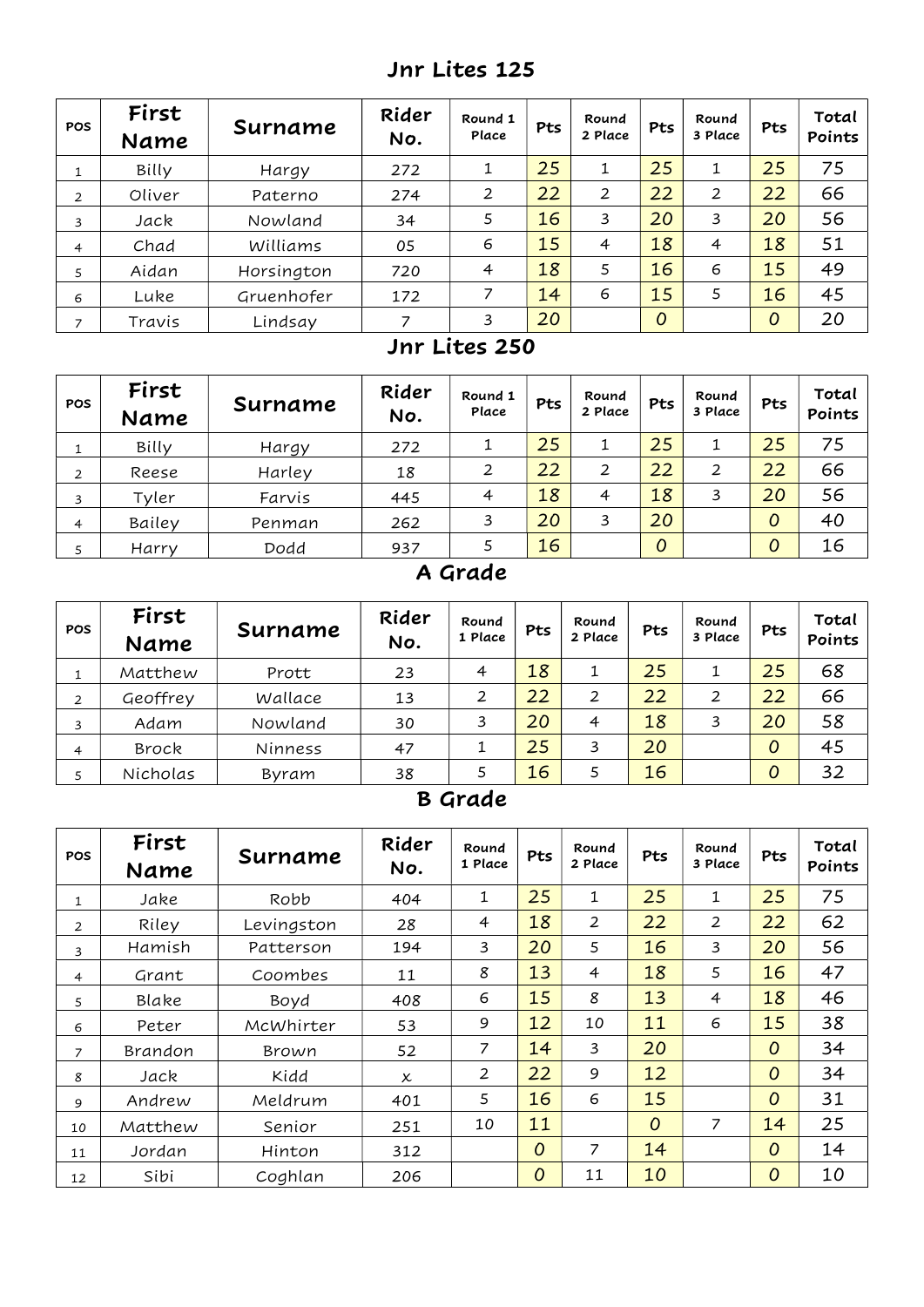## Jnr Lites 125

| POS | First Name | Surname | Rider No. | Round 1 Place | Pts | Round 2 Place | Pts | Round 3 Place | Pts | Total Points |
|---|---|---|---|---|---|---|---|---|---|---|
| 1 | Billy | Hargy | 272 | 1 | 25 | 1 | 25 | 1 | 25 | 75 |
| 2 | Oliver | Paterno | 274 | 2 | 22 | 2 | 22 | 2 | 22 | 66 |
| 3 | Jack | Nowland | 34 | 5 | 16 | 3 | 20 | 3 | 20 | 56 |
| 4 | Chad | Williams | 05 | 6 | 15 | 4 | 18 | 4 | 18 | 51 |
| 5 | Aidan | Horsington | 720 | 4 | 18 | 5 | 16 | 6 | 15 | 49 |
| 6 | Luke | Gruenhofer | 172 | 7 | 14 | 6 | 15 | 5 | 16 | 45 |
| 7 | Travis | Lindsay | 7 | 3 | 20 |  | 0 |  | 0 | 20 |

## Jnr Lites 250

| POS | First Name | Surname | Rider No. | Round 1 Place | Pts | Round 2 Place | Pts | Round 3 Place | Pts | Total Points |
|---|---|---|---|---|---|---|---|---|---|---|
| 1 | Billy | Hargy | 272 | 1 | 25 | 1 | 25 | 1 | 25 | 75 |
| 2 | Reese | Harley | 18 | 2 | 22 | 2 | 22 | 2 | 22 | 66 |
| 3 | Tyler | Farvis | 445 | 4 | 18 | 4 | 18 | 3 | 20 | 56 |
| 4 | Bailey | Penman | 262 | 3 | 20 | 3 | 20 |  | 0 | 40 |
| 5 | Harry | Dodd | 937 | 5 | 16 |  | 0 |  | 0 | 16 |

## A Grade

| POS | First Name | Surname | Rider No. | Round 1 Place | Pts | Round 2 Place | Pts | Round 3 Place | Pts | Total Points |
|---|---|---|---|---|---|---|---|---|---|---|
| 1 | Matthew | Prott | 23 | 4 | 18 | 1 | 25 | 1 | 25 | 68 |
| 2 | Geoffrey | Wallace | 13 | 2 | 22 | 2 | 22 | 2 | 22 | 66 |
| 3 | Adam | Nowland | 30 | 3 | 20 | 4 | 18 | 3 | 20 | 58 |
| 4 | Brock | Ninness | 47 | 1 | 25 | 3 | 20 |  | 0 | 45 |
| 5 | Nicholas | Byram | 38 | 5 | 16 | 5 | 16 |  | 0 | 32 |

## B Grade

| POS | First Name | Surname | Rider No. | Round 1 Place | Pts | Round 2 Place | Pts | Round 3 Place | Pts | Total Points |
|---|---|---|---|---|---|---|---|---|---|---|
| 1 | Jake | Robb | 404 | 1 | 25 | 1 | 25 | 1 | 25 | 75 |
| 2 | Riley | Levingston | 28 | 4 | 18 | 2 | 22 | 2 | 22 | 62 |
| 3 | Hamish | Patterson | 194 | 3 | 20 | 5 | 16 | 3 | 20 | 56 |
| 4 | Grant | Coombes | 11 | 8 | 13 | 4 | 18 | 5 | 16 | 47 |
| 5 | Blake | Boyd | 408 | 6 | 15 | 8 | 13 | 4 | 18 | 46 |
| 6 | Peter | McWhirter | 53 | 9 | 12 | 10 | 11 | 6 | 15 | 38 |
| 7 | Brandon | Brown | 52 | 7 | 14 | 3 | 20 |  | 0 | 34 |
| 8 | Jack | Kidd | x | 2 | 22 | 9 | 12 |  | 0 | 34 |
| 9 | Andrew | Meldrum | 401 | 5 | 16 | 6 | 15 |  | 0 | 31 |
| 10 | Matthew | Senior | 251 | 10 | 11 |  | 0 | 7 | 14 | 25 |
| 11 | Jordan | Hinton | 312 |  | 0 | 7 | 14 |  | 0 | 14 |
| 12 | Sibi | Coghlan | 206 |  | 0 | 11 | 10 |  | 0 | 10 |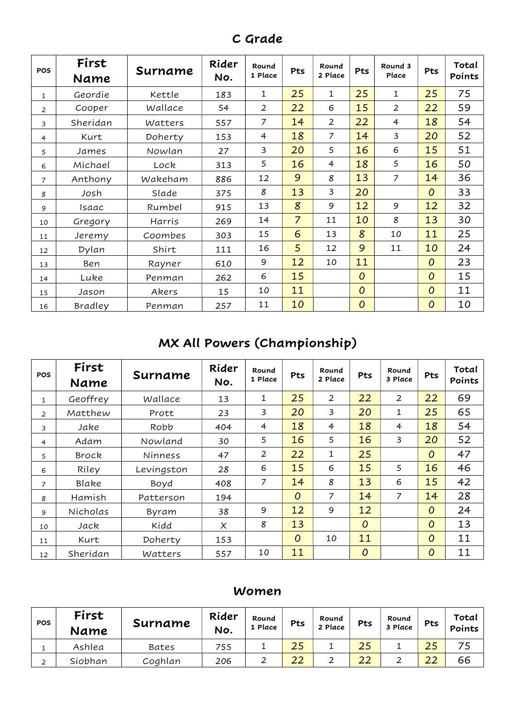## C Grade

| POS | First Name | Surname | Rider No. | Round 1 Place | Pts | Round 2 Place | Pts | Round 3 Place | Pts | Total Points |
|---|---|---|---|---|---|---|---|---|---|---|
| 1 | Geordie | Kettle | 183 | 1 | 25 | 1 | 25 | 1 | 25 | 75 |
| 2 | Cooper | Wallace | 54 | 2 | 22 | 6 | 15 | 2 | 22 | 59 |
| 3 | Sheridan | Watters | 557 | 7 | 14 | 2 | 22 | 4 | 18 | 54 |
| 4 | Kurt | Doherty | 153 | 4 | 18 | 7 | 14 | 3 | 20 | 52 |
| 5 | James | Nowlan | 27 | 3 | 20 | 5 | 16 | 6 | 15 | 51 |
| 6 | Michael | Lock | 313 | 5 | 16 | 4 | 18 | 5 | 16 | 50 |
| 7 | Anthony | Wakeham | 886 | 12 | 9 | 8 | 13 | 7 | 14 | 36 |
| 8 | Josh | Slade | 375 | 8 | 13 | 3 | 20 | | 0 | 33 |
| 9 | Isaac | Rumbel | 915 | 13 | 8 | 9 | 12 | 9 | 12 | 32 |
| 10 | Gregory | Harris | 269 | 14 | 7 | 11 | 10 | 8 | 13 | 30 |
| 11 | Jeremy | Coombes | 303 | 15 | 6 | 13 | 8 | 10 | 11 | 25 |
| 12 | Dylan | Shirt | 111 | 16 | 5 | 12 | 9 | 11 | 10 | 24 |
| 13 | Ben | Rayner | 610 | 9 | 12 | 10 | 11 | | 0 | 23 |
| 14 | Luke | Penman | 262 | 6 | 15 | | 0 | | 0 | 15 |
| 15 | Jason | Akers | 15 | 10 | 11 | | 0 | | 0 | 11 |
| 16 | Bradley | Penman | 257 | 11 | 10 | | 0 | | 0 | 10 |

## MX All Powers (Championship)

| POS | First Name | Surname | Rider No. | Round 1 Place | Pts | Round 2 Place | Pts | Round 3 Place | Pts | Total Points |
|---|---|---|---|---|---|---|---|---|---|---|
| 1 | Geoffrey | Wallace | 13 | 1 | 25 | 2 | 22 | 2 | 22 | 69 |
| 2 | Matthew | Prott | 23 | 3 | 20 | 3 | 20 | 1 | 25 | 65 |
| 3 | Jake | Robb | 404 | 4 | 18 | 4 | 18 | 4 | 18 | 54 |
| 4 | Adam | Nowland | 30 | 5 | 16 | 5 | 16 | 3 | 20 | 52 |
| 5 | Brock | Ninness | 47 | 2 | 22 | 1 | 25 | | 0 | 47 |
| 6 | Riley | Levingston | 28 | 6 | 15 | 6 | 15 | 5 | 16 | 46 |
| 7 | Blake | Boyd | 408 | 7 | 14 | 8 | 13 | 6 | 15 | 42 |
| 8 | Hamish | Patterson | 194 | | 0 | 7 | 14 | 7 | 14 | 28 |
| 9 | Nicholas | Byram | 38 | 9 | 12 | 9 | 12 | | 0 | 24 |
| 10 | Jack | Kidd | X | 8 | 13 | | 0 | | 0 | 13 |
| 11 | Kurt | Doherty | 153 | | 0 | 10 | 11 | | 0 | 11 |
| 12 | Sheridan | Watters | 557 | 10 | 11 | | 0 | | 0 | 11 |

## Women

| POS | First Name | Surname | Rider No. | Round 1 Place | Pts | Round 2 Place | Pts | Round 3 Place | Pts | Total Points |
|---|---|---|---|---|---|---|---|---|---|---|
| 1 | Ashlea | Bates | 755 | 1 | 25 | 1 | 25 | 1 | 25 | 75 |
| 2 | Siobhan | Coghlan | 206 | 2 | 22 | 2 | 22 | 2 | 22 | 66 |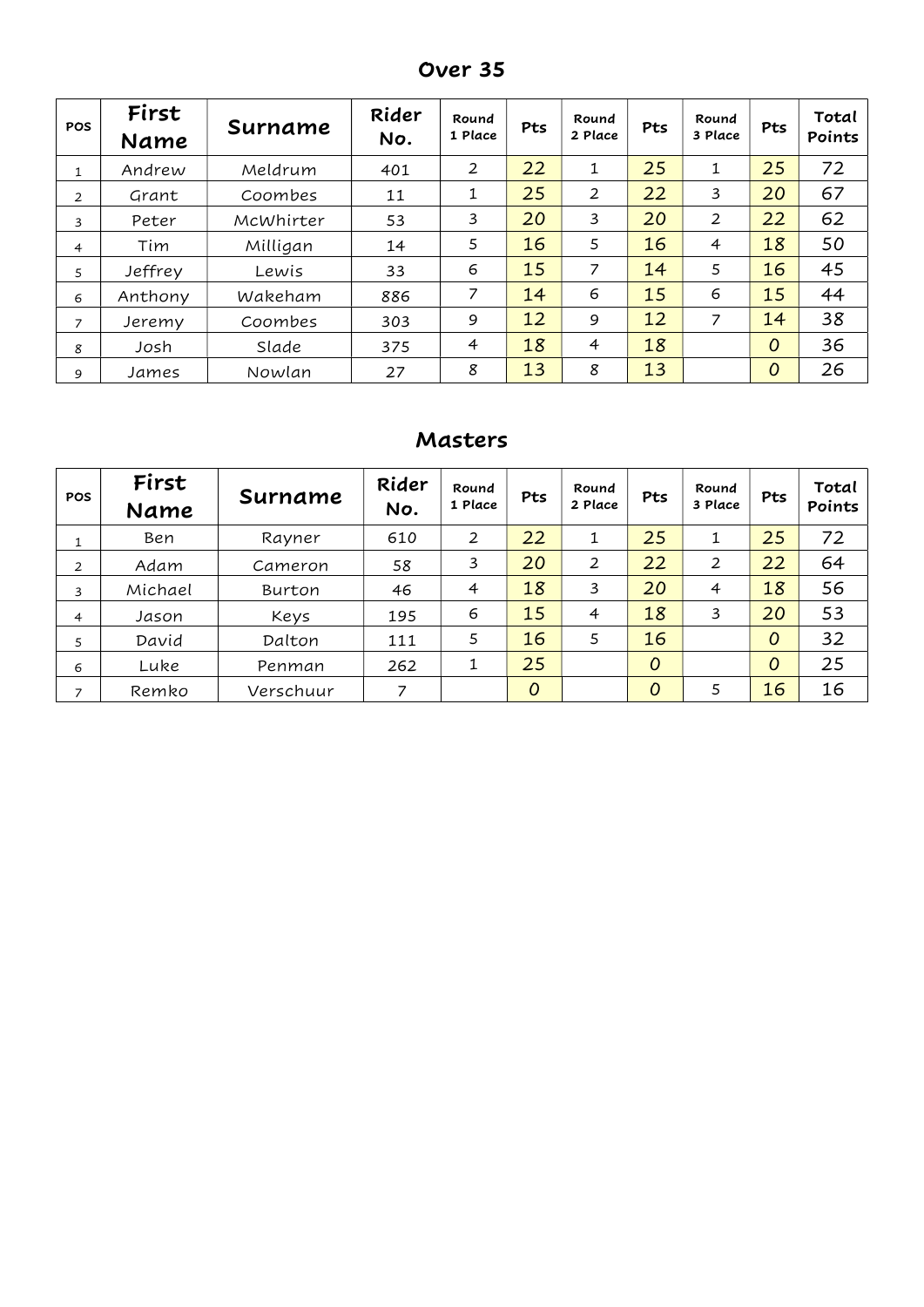## Over 35

| POS | First Name | Surname | Rider No. | Round 1 Place | Pts | Round 2 Place | Pts | Round 3 Place | Pts | Total Points |
|---|---|---|---|---|---|---|---|---|---|---|
| 1 | Andrew | Meldrum | 401 | 2 | 22 | 1 | 25 | 1 | 25 | 72 |
| 2 | Grant | Coombes | 11 | 1 | 25 | 2 | 22 | 3 | 20 | 67 |
| 3 | Peter | McWhirter | 53 | 3 | 20 | 3 | 20 | 2 | 22 | 62 |
| 4 | Tim | Milligan | 14 | 5 | 16 | 5 | 16 | 4 | 18 | 50 |
| 5 | Jeffrey | Lewis | 33 | 6 | 15 | 7 | 14 | 5 | 16 | 45 |
| 6 | Anthony | Wakeham | 886 | 7 | 14 | 6 | 15 | 6 | 15 | 44 |
| 7 | Jeremy | Coombes | 303 | 9 | 12 | 9 | 12 | 7 | 14 | 38 |
| 8 | Josh | Slade | 375 | 4 | 18 | 4 | 18 | | 0 | 36 |
| 9 | James | Nowlan | 27 | 8 | 13 | 8 | 13 | | 0 | 26 |

## Masters

| POS | First Name | Surname | Rider No. | Round 1 Place | Pts | Round 2 Place | Pts | Round 3 Place | Pts | Total Points |
|---|---|---|---|---|---|---|---|---|---|---|
| 1 | Ben | Rayner | 610 | 2 | 22 | 1 | 25 | 1 | 25 | 72 |
| 2 | Adam | Cameron | 58 | 3 | 20 | 2 | 22 | 2 | 22 | 64 |
| 3 | Michael | Burton | 46 | 4 | 18 | 3 | 20 | 4 | 18 | 56 |
| 4 | Jason | Keys | 195 | 6 | 15 | 4 | 18 | 3 | 20 | 53 |
| 5 | David | Dalton | 111 | 5 | 16 | 5 | 16 | | 0 | 32 |
| 6 | Luke | Penman | 262 | 1 | 25 | | 0 | | 0 | 25 |
| 7 | Remko | Verschuur | 7 | | 0 | | 0 | 5 | 16 | 16 |